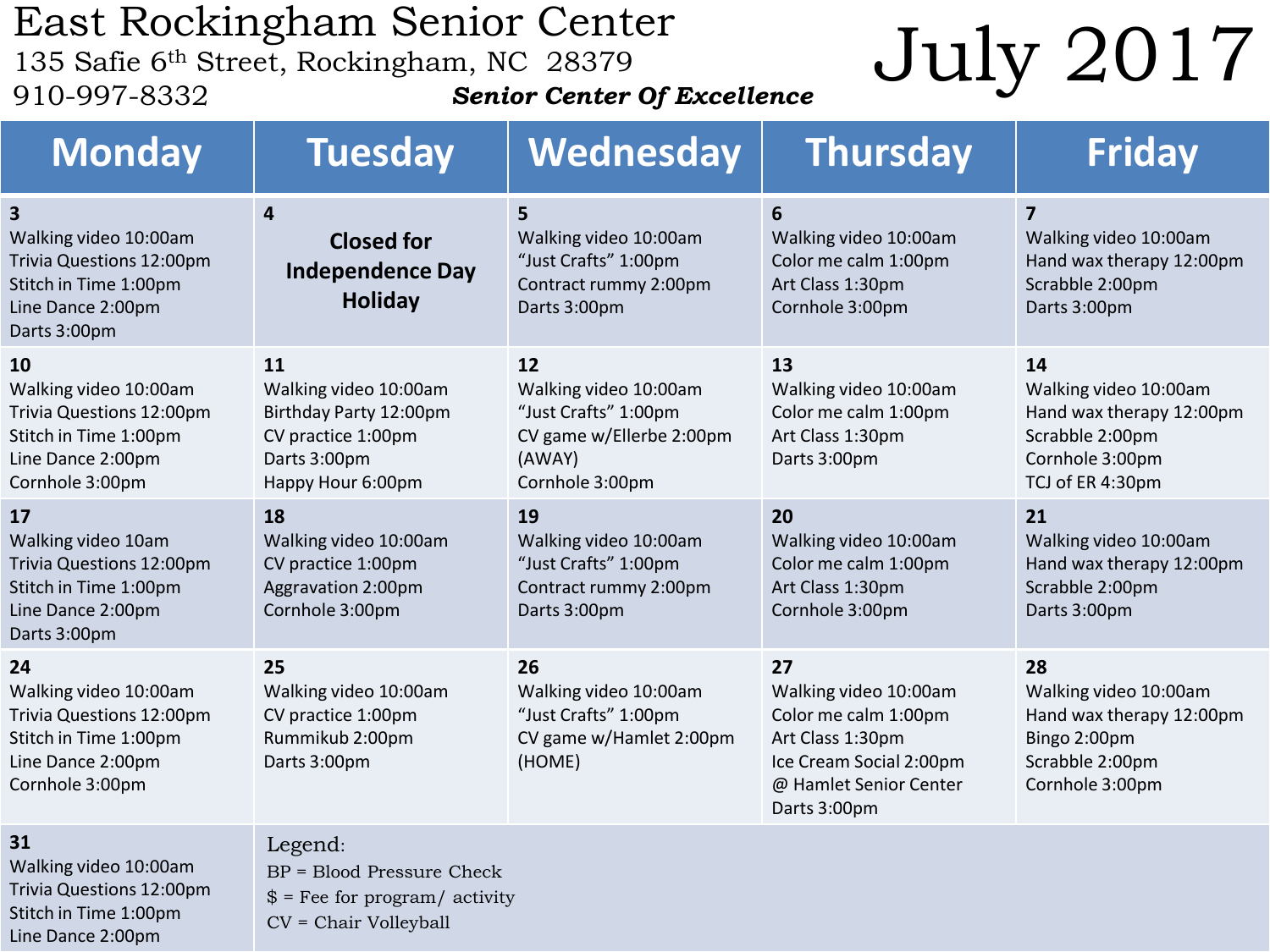# East Rockingham Senior Center

135 Safie 6th Street, Rockingham, NC  28379

910-997-8332

***Senior Center Of Excellence***

# July 2017

| Monday | Tuesday | Wednesday | Thursday | Friday |
|---|---|---|---|---|
| **3**<br>Walking video 10:00am<br>Trivia Questions 12:00pm<br>Stitch in Time 1:00pm<br>Line Dance 2:00pm<br>Darts 3:00pm | **4**<br>**Closed for Independence Day Holiday** | **5**<br>Walking video 10:00am<br>"Just Crafts" 1:00pm<br>Contract rummy 2:00pm<br>Darts 3:00pm | **6**<br>Walking video 10:00am<br>Color me calm 1:00pm<br>Art Class 1:30pm<br>Cornhole 3:00pm | **7**<br>Walking video 10:00am<br>Hand wax therapy 12:00pm<br>Scrabble 2:00pm<br>Darts 3:00pm |
| **10**<br>Walking video 10:00am<br>Trivia Questions 12:00pm<br>Stitch in Time 1:00pm<br>Line Dance 2:00pm<br>Cornhole 3:00pm | **11**<br>Walking video 10:00am<br>Birthday Party 12:00pm<br>CV practice 1:00pm<br>Darts 3:00pm<br>Happy Hour 6:00pm | **12**<br>Walking video 10:00am<br>"Just Crafts" 1:00pm<br>CV game w/Ellerbe 2:00pm (AWAY)<br>Cornhole 3:00pm | **13**<br>Walking video 10:00am<br>Color me calm 1:00pm<br>Art Class 1:30pm<br>Darts 3:00pm | **14**<br>Walking video 10:00am<br>Hand wax therapy 12:00pm<br>Scrabble 2:00pm<br>Cornhole 3:00pm<br>TCJ of ER 4:30pm |
| **17**<br>Walking video 10am<br>Trivia Questions 12:00pm<br>Stitch in Time 1:00pm<br>Line Dance 2:00pm<br>Darts 3:00pm | **18**<br>Walking video 10:00am<br>CV practice 1:00pm<br>Aggravation 2:00pm<br>Cornhole 3:00pm | **19**<br>Walking video 10:00am<br>"Just Crafts" 1:00pm<br>Contract rummy 2:00pm<br>Darts 3:00pm | **20**<br>Walking video 10:00am<br>Color me calm 1:00pm<br>Art Class 1:30pm<br>Cornhole 3:00pm | **21**<br>Walking video 10:00am<br>Hand wax therapy 12:00pm<br>Scrabble 2:00pm<br>Darts 3:00pm |
| **24**<br>Walking video 10:00am<br>Trivia Questions 12:00pm<br>Stitch in Time 1:00pm<br>Line Dance 2:00pm<br>Cornhole 3:00pm | **25**<br>Walking video 10:00am<br>CV practice 1:00pm<br>Rummikub 2:00pm<br>Darts 3:00pm | **26**<br>Walking video 10:00am<br>"Just Crafts" 1:00pm<br>CV game w/Hamlet 2:00pm (HOME) | **27**<br>Walking video 10:00am<br>Color me calm 1:00pm<br>Art Class 1:30pm<br>Ice Cream Social 2:00pm @ Hamlet Senior Center<br>Darts 3:00pm | **28**<br>Walking video 10:00am<br>Hand wax therapy 12:00pm<br>Bingo 2:00pm<br>Scrabble 2:00pm<br>Cornhole 3:00pm |
| **31**<br>Walking video 10:00am<br>Trivia Questions 12:00pm<br>Stitch in Time 1:00pm<br>Line Dance 2:00pm | Legend:<br>BP = Blood Pressure Check<br>$ = Fee for program/ activity<br>CV = Chair Volleyball | | | |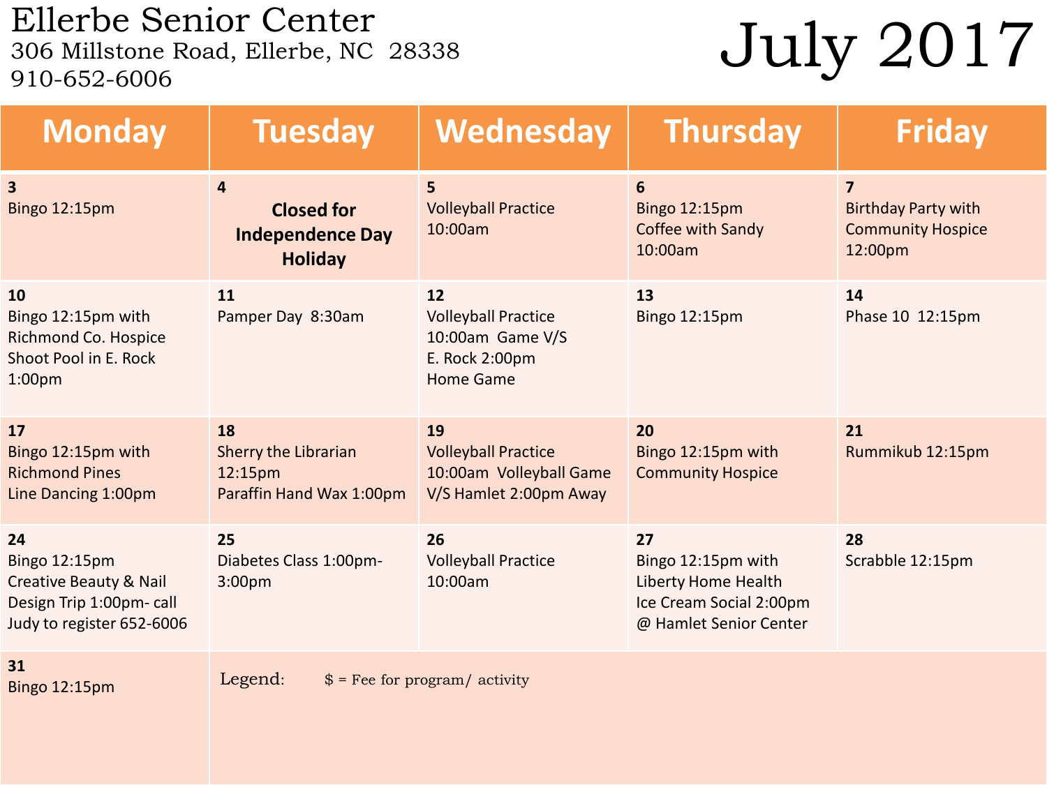# Ellerbe Senior Center

306 Millstone Road, Ellerbe, NC 28338
910-652-6006

# July 2017

| Monday | Tuesday | Wednesday | Thursday | Friday |
|---|---|---|---|---|
| **3**<br>Bingo 12:15pm | **4**<br>**Closed for Independence Day Holiday** | **5**<br>Volleyball Practice 10:00am | **6**<br>Bingo 12:15pm<br>Coffee with Sandy 10:00am | **7**<br>Birthday Party with Community Hospice 12:00pm |
| **10**<br>Bingo 12:15pm with Richmond Co. Hospice<br>Shoot Pool in E. Rock 1:00pm | **11**<br>Pamper Day 8:30am | **12**<br>Volleyball Practice 10:00am Game V/S E. Rock 2:00pm Home Game | **13**<br>Bingo 12:15pm | **14**<br>Phase 10 12:15pm |
| **17**<br>Bingo 12:15pm with Richmond Pines<br>Line Dancing 1:00pm | **18**<br>Sherry the Librarian 12:15pm<br>Paraffin Hand Wax 1:00pm | **19**<br>Volleyball Practice 10:00am Volleyball Game V/S Hamlet 2:00pm Away | **20**<br>Bingo 12:15pm with Community Hospice | **21**<br>Rummikub 12:15pm |
| **24**<br>Bingo 12:15pm<br>Creative Beauty & Nail Design Trip 1:00pm- call Judy to register 652-6006 | **25**<br>Diabetes Class 1:00pm-3:00pm | **26**<br>Volleyball Practice 10:00am | **27**<br>Bingo 12:15pm with Liberty Home Health<br>Ice Cream Social 2:00pm @ Hamlet Senior Center | **28**<br>Scrabble 12:15pm |
| **31**<br>Bingo 12:15pm | Legend: $ = Fee for program/ activity | | | |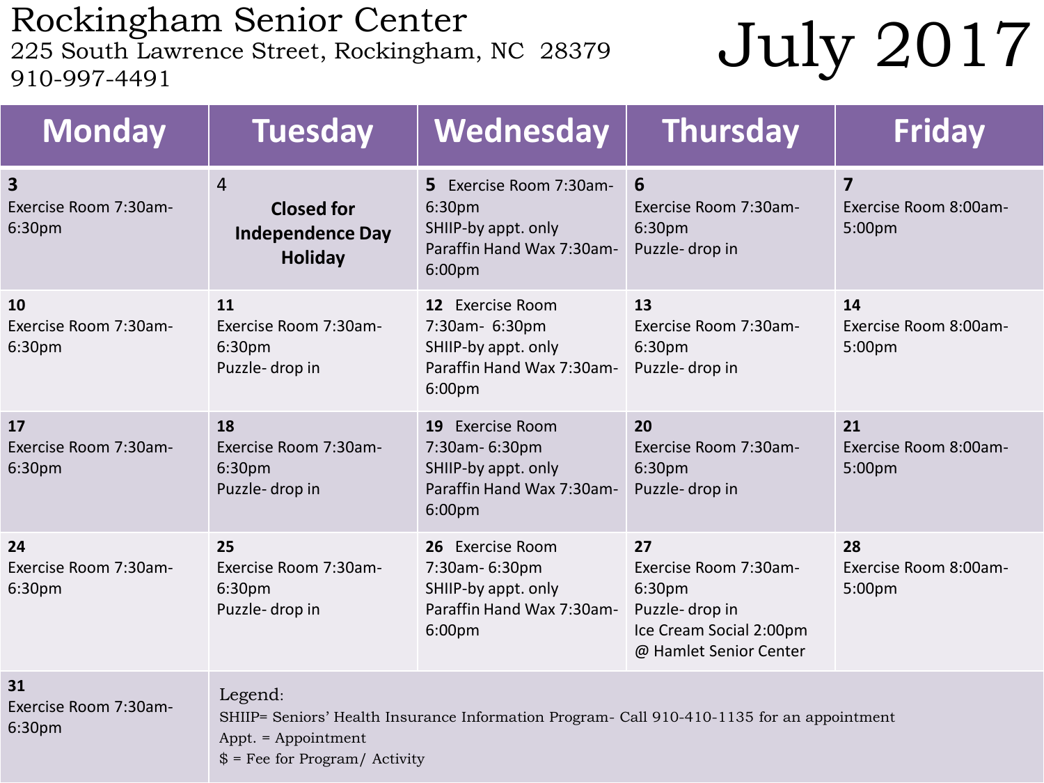# Rockingham Senior Center

225 South Lawrence Street, Rockingham, NC 28379
910-997-4491

# July 2017

| Monday | Tuesday | Wednesday | Thursday | Friday |
|---|---|---|---|---|
| **3** Exercise Room 7:30am-6:30pm | 4 **Closed for Independence Day Holiday** | **5** Exercise Room 7:30am-6:30pm SHIIP-by appt. only Paraffin Hand Wax 7:30am-6:00pm | **6** Exercise Room 7:30am-6:30pm Puzzle- drop in | **7** Exercise Room 8:00am-5:00pm |
| **10** Exercise Room 7:30am-6:30pm | **11** Exercise Room 7:30am-6:30pm Puzzle- drop in | **12** Exercise Room 7:30am- 6:30pm SHIIP-by appt. only Paraffin Hand Wax 7:30am-6:00pm | **13** Exercise Room 7:30am-6:30pm Puzzle- drop in | **14** Exercise Room 8:00am-5:00pm |
| **17** Exercise Room 7:30am-6:30pm | **18** Exercise Room 7:30am-6:30pm Puzzle- drop in | **19** Exercise Room 7:30am- 6:30pm SHIIP-by appt. only Paraffin Hand Wax 7:30am-6:00pm | **20** Exercise Room 7:30am-6:30pm Puzzle- drop in | **21** Exercise Room 8:00am-5:00pm |
| **24** Exercise Room 7:30am-6:30pm | **25** Exercise Room 7:30am-6:30pm Puzzle- drop in | **26** Exercise Room 7:30am- 6:30pm SHIIP-by appt. only Paraffin Hand Wax 7:30am-6:00pm | **27** Exercise Room 7:30am-6:30pm Puzzle- drop in Ice Cream Social 2:00pm @ Hamlet Senior Center | **28** Exercise Room 8:00am-5:00pm |
| **31** Exercise Room 7:30am-6:30pm | Legend: SHIIP= Seniors' Health Insurance Information Program- Call 910-410-1135 for an appointment Appt. = Appointment $ = Fee for Program/ Activity | | | |